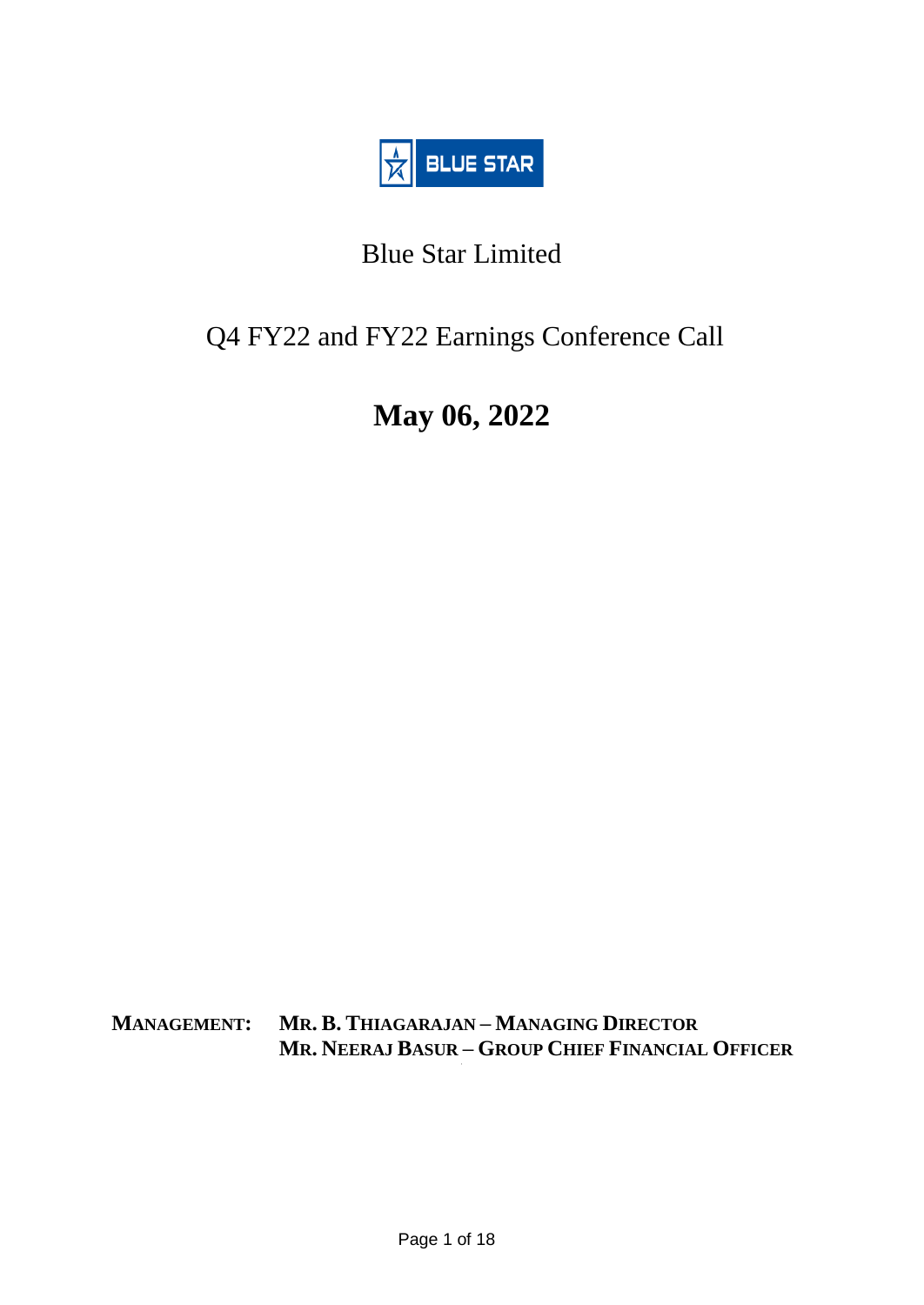# Blue Star Limited

## Q4 FY22 and FY22 Earnings Conference Call

## May 06, 2022

**MANAGEMENT:** **MR. B. THIAGARAJAN – MANAGING DIRECTOR**
**MR. NEERAJ BASUR – GROUP CHIEF FINANCIAL OFFICER**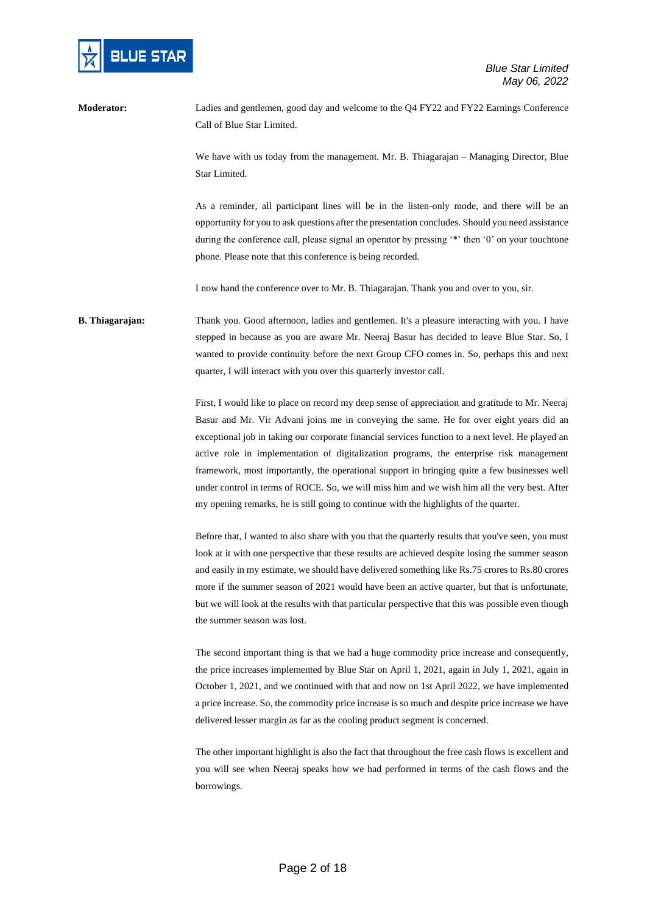**Moderator:** Ladies and gentlemen, good day and welcome to the Q4 FY22 and FY22 Earnings Conference Call of Blue Star Limited.

We have with us today from the management. Mr. B. Thiagarajan – Managing Director, Blue Star Limited.

As a reminder, all participant lines will be in the listen-only mode, and there will be an opportunity for you to ask questions after the presentation concludes. Should you need assistance during the conference call, please signal an operator by pressing '*' then '0' on your touchtone phone. Please note that this conference is being recorded.

I now hand the conference over to Mr. B. Thiagarajan. Thank you and over to you, sir.

**B. Thiagarajan:** Thank you. Good afternoon, ladies and gentlemen. It's a pleasure interacting with you. I have stepped in because as you are aware Mr. Neeraj Basur has decided to leave Blue Star. So, I wanted to provide continuity before the next Group CFO comes in. So, perhaps this and next quarter, I will interact with you over this quarterly investor call.

First, I would like to place on record my deep sense of appreciation and gratitude to Mr. Neeraj Basur and Mr. Vir Advani joins me in conveying the same. He for over eight years did an exceptional job in taking our corporate financial services function to a next level. He played an active role in implementation of digitalization programs, the enterprise risk management framework, most importantly, the operational support in bringing quite a few businesses well under control in terms of ROCE. So, we will miss him and we wish him all the very best. After my opening remarks, he is still going to continue with the highlights of the quarter.

Before that, I wanted to also share with you that the quarterly results that you've seen, you must look at it with one perspective that these results are achieved despite losing the summer season and easily in my estimate, we should have delivered something like Rs.75 crores to Rs.80 crores more if the summer season of 2021 would have been an active quarter, but that is unfortunate, but we will look at the results with that particular perspective that this was possible even though the summer season was lost.

The second important thing is that we had a huge commodity price increase and consequently, the price increases implemented by Blue Star on April 1, 2021, again in July 1, 2021, again in October 1, 2021, and we continued with that and now on 1st April 2022, we have implemented a price increase. So, the commodity price increase is so much and despite price increase we have delivered lesser margin as far as the cooling product segment is concerned.

The other important highlight is also the fact that throughout the free cash flows is excellent and you will see when Neeraj speaks how we had performed in terms of the cash flows and the borrowings.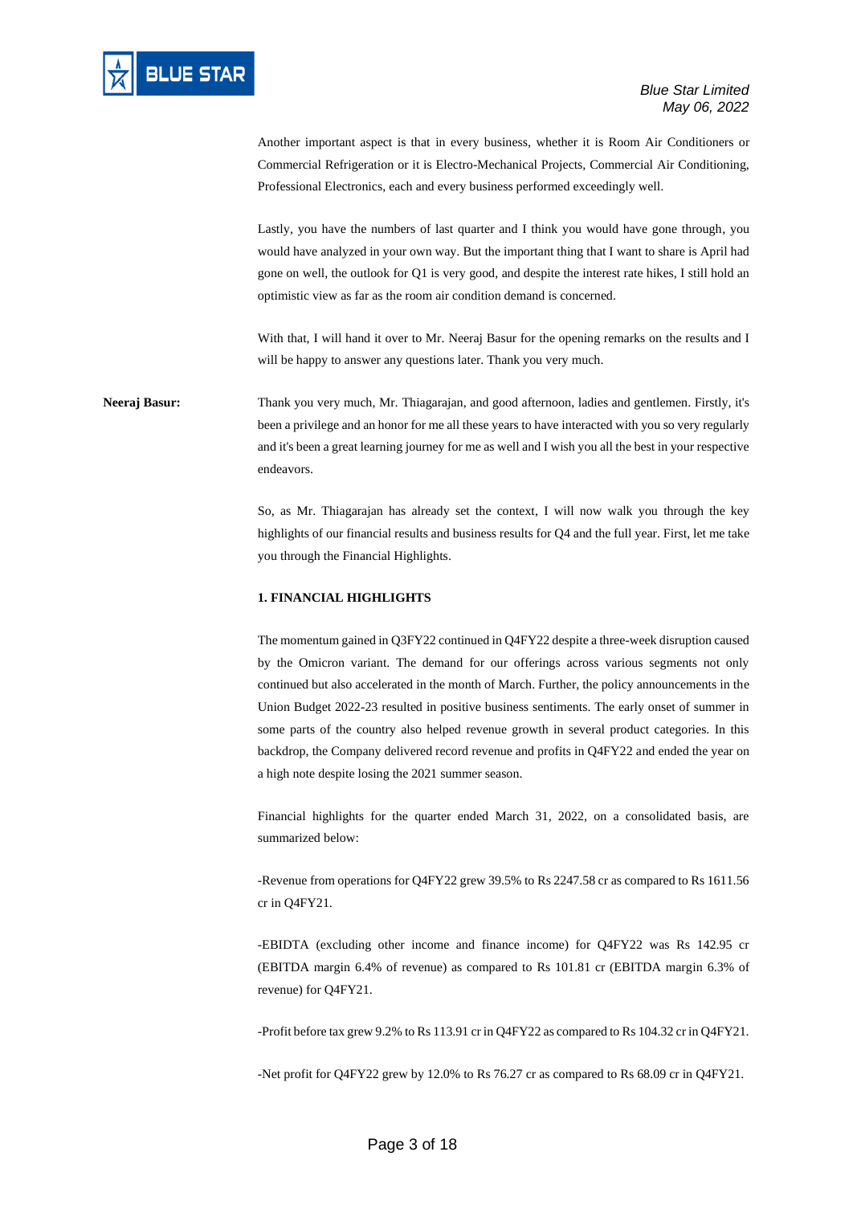Another important aspect is that in every business, whether it is Room Air Conditioners or Commercial Refrigeration or it is Electro-Mechanical Projects, Commercial Air Conditioning, Professional Electronics, each and every business performed exceedingly well.

Lastly, you have the numbers of last quarter and I think you would have gone through, you would have analyzed in your own way. But the important thing that I want to share is April had gone on well, the outlook for Q1 is very good, and despite the interest rate hikes, I still hold an optimistic view as far as the room air condition demand is concerned.

With that, I will hand it over to Mr. Neeraj Basur for the opening remarks on the results and I will be happy to answer any questions later. Thank you very much.

**Neeraj Basur:** Thank you very much, Mr. Thiagarajan, and good afternoon, ladies and gentlemen. Firstly, it's been a privilege and an honor for me all these years to have interacted with you so very regularly and it's been a great learning journey for me as well and I wish you all the best in your respective endeavors.

So, as Mr. Thiagarajan has already set the context, I will now walk you through the key highlights of our financial results and business results for Q4 and the full year. First, let me take you through the Financial Highlights.

**1. FINANCIAL HIGHLIGHTS**

The momentum gained in Q3FY22 continued in Q4FY22 despite a three-week disruption caused by the Omicron variant. The demand for our offerings across various segments not only continued but also accelerated in the month of March. Further, the policy announcements in the Union Budget 2022-23 resulted in positive business sentiments. The early onset of summer in some parts of the country also helped revenue growth in several product categories. In this backdrop, the Company delivered record revenue and profits in Q4FY22 and ended the year on a high note despite losing the 2021 summer season.

Financial highlights for the quarter ended March 31, 2022, on a consolidated basis, are summarized below:

-Revenue from operations for Q4FY22 grew 39.5% to Rs 2247.58 cr as compared to Rs 1611.56 cr in Q4FY21.

-EBIDTA (excluding other income and finance income) for Q4FY22 was Rs 142.95 cr (EBITDA margin 6.4% of revenue) as compared to Rs 101.81 cr (EBITDA margin 6.3% of revenue) for Q4FY21.

-Profit before tax grew 9.2% to Rs 113.91 cr in Q4FY22 as compared to Rs 104.32 cr in Q4FY21.

-Net profit for Q4FY22 grew by 12.0% to Rs 76.27 cr as compared to Rs 68.09 cr in Q4FY21.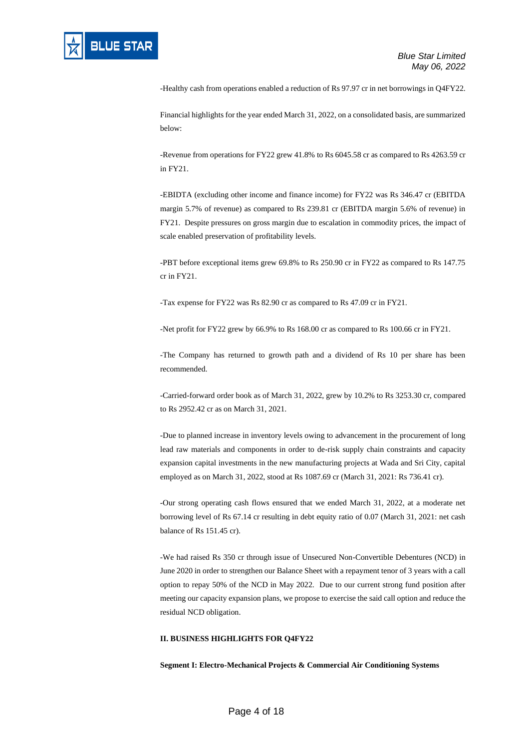-Healthy cash from operations enabled a reduction of Rs 97.97 cr in net borrowings in Q4FY22.

Financial highlights for the year ended March 31, 2022, on a consolidated basis, are summarized below:

-Revenue from operations for FY22 grew 41.8% to Rs 6045.58 cr as compared to Rs 4263.59 cr in FY21.

-EBIDTA (excluding other income and finance income) for FY22 was Rs 346.47 cr (EBITDA margin 5.7% of revenue) as compared to Rs 239.81 cr (EBITDA margin 5.6% of revenue) in FY21. Despite pressures on gross margin due to escalation in commodity prices, the impact of scale enabled preservation of profitability levels.

-PBT before exceptional items grew 69.8% to Rs 250.90 cr in FY22 as compared to Rs 147.75 cr in FY21.

-Tax expense for FY22 was Rs 82.90 cr as compared to Rs 47.09 cr in FY21.

-Net profit for FY22 grew by 66.9% to Rs 168.00 cr as compared to Rs 100.66 cr in FY21.

-The Company has returned to growth path and a dividend of Rs 10 per share has been recommended.

-Carried-forward order book as of March 31, 2022, grew by 10.2% to Rs 3253.30 cr, compared to Rs 2952.42 cr as on March 31, 2021.

-Due to planned increase in inventory levels owing to advancement in the procurement of long lead raw materials and components in order to de-risk supply chain constraints and capacity expansion capital investments in the new manufacturing projects at Wada and Sri City, capital employed as on March 31, 2022, stood at Rs 1087.69 cr (March 31, 2021: Rs 736.41 cr).

-Our strong operating cash flows ensured that we ended March 31, 2022, at a moderate net borrowing level of Rs 67.14 cr resulting in debt equity ratio of 0.07 (March 31, 2021: net cash balance of Rs 151.45 cr).

-We had raised Rs 350 cr through issue of Unsecured Non-Convertible Debentures (NCD) in June 2020 in order to strengthen our Balance Sheet with a repayment tenor of 3 years with a call option to repay 50% of the NCD in May 2022. Due to our current strong fund position after meeting our capacity expansion plans, we propose to exercise the said call option and reduce the residual NCD obligation.

**II. BUSINESS HIGHLIGHTS FOR Q4FY22**

**Segment I: Electro-Mechanical Projects & Commercial Air Conditioning Systems**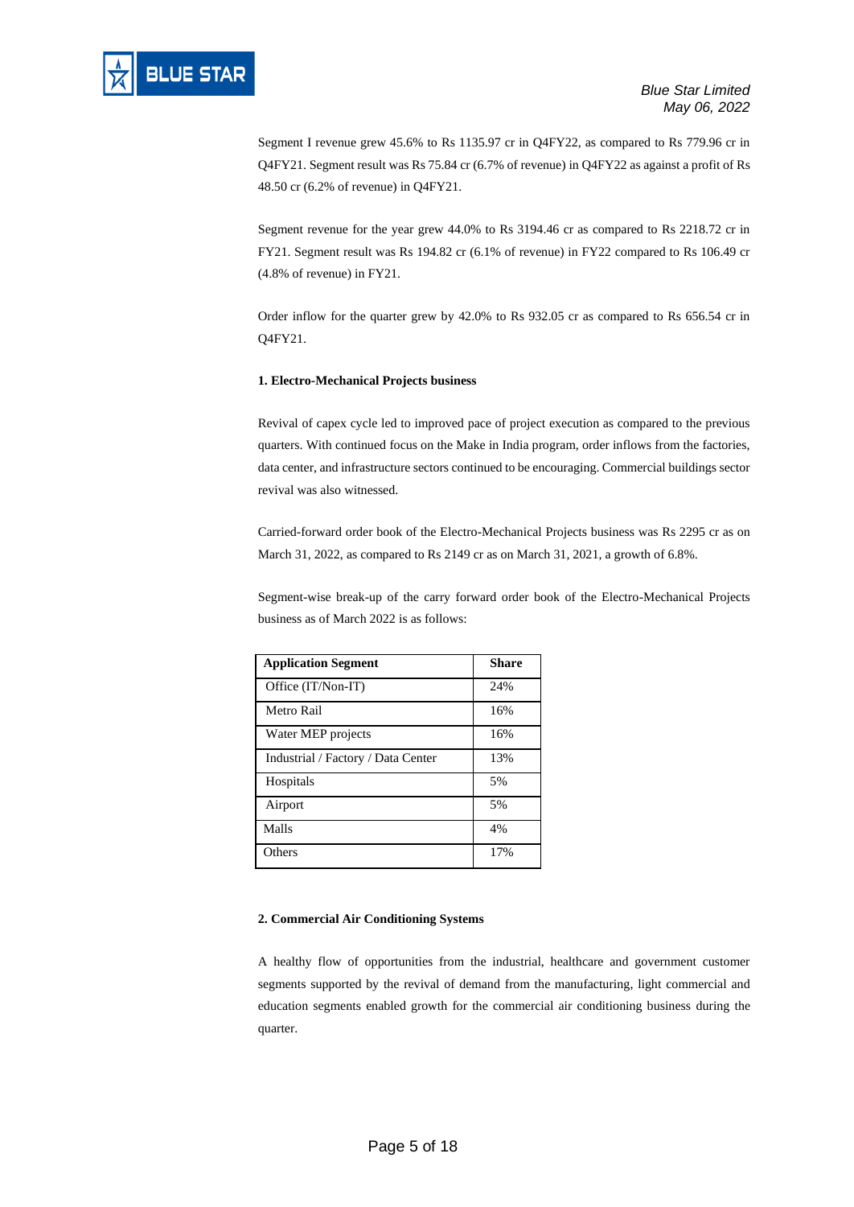Segment I revenue grew 45.6% to Rs 1135.97 cr in Q4FY22, as compared to Rs 779.96 cr in Q4FY21. Segment result was Rs 75.84 cr (6.7% of revenue) in Q4FY22 as against a profit of Rs 48.50 cr (6.2% of revenue) in Q4FY21.

Segment revenue for the year grew 44.0% to Rs 3194.46 cr as compared to Rs 2218.72 cr in FY21. Segment result was Rs 194.82 cr (6.1% of revenue) in FY22 compared to Rs 106.49 cr (4.8% of revenue) in FY21.

Order inflow for the quarter grew by 42.0% to Rs 932.05 cr as compared to Rs 656.54 cr in Q4FY21.

**1. Electro-Mechanical Projects business**

Revival of capex cycle led to improved pace of project execution as compared to the previous quarters. With continued focus on the Make in India program, order inflows from the factories, data center, and infrastructure sectors continued to be encouraging. Commercial buildings sector revival was also witnessed.

Carried-forward order book of the Electro-Mechanical Projects business was Rs 2295 cr as on March 31, 2022, as compared to Rs 2149 cr as on March 31, 2021, a growth of 6.8%.

Segment-wise break-up of the carry forward order book of the Electro-Mechanical Projects business as of March 2022 is as follows:

| Application Segment | Share |
|---|---|
| Office (IT/Non-IT) | 24% |
| Metro Rail | 16% |
| Water MEP projects | 16% |
| Industrial / Factory / Data Center | 13% |
| Hospitals | 5% |
| Airport | 5% |
| Malls | 4% |
| Others | 17% |

**2. Commercial Air Conditioning Systems**

A healthy flow of opportunities from the industrial, healthcare and government customer segments supported by the revival of demand from the manufacturing, light commercial and education segments enabled growth for the commercial air conditioning business during the quarter.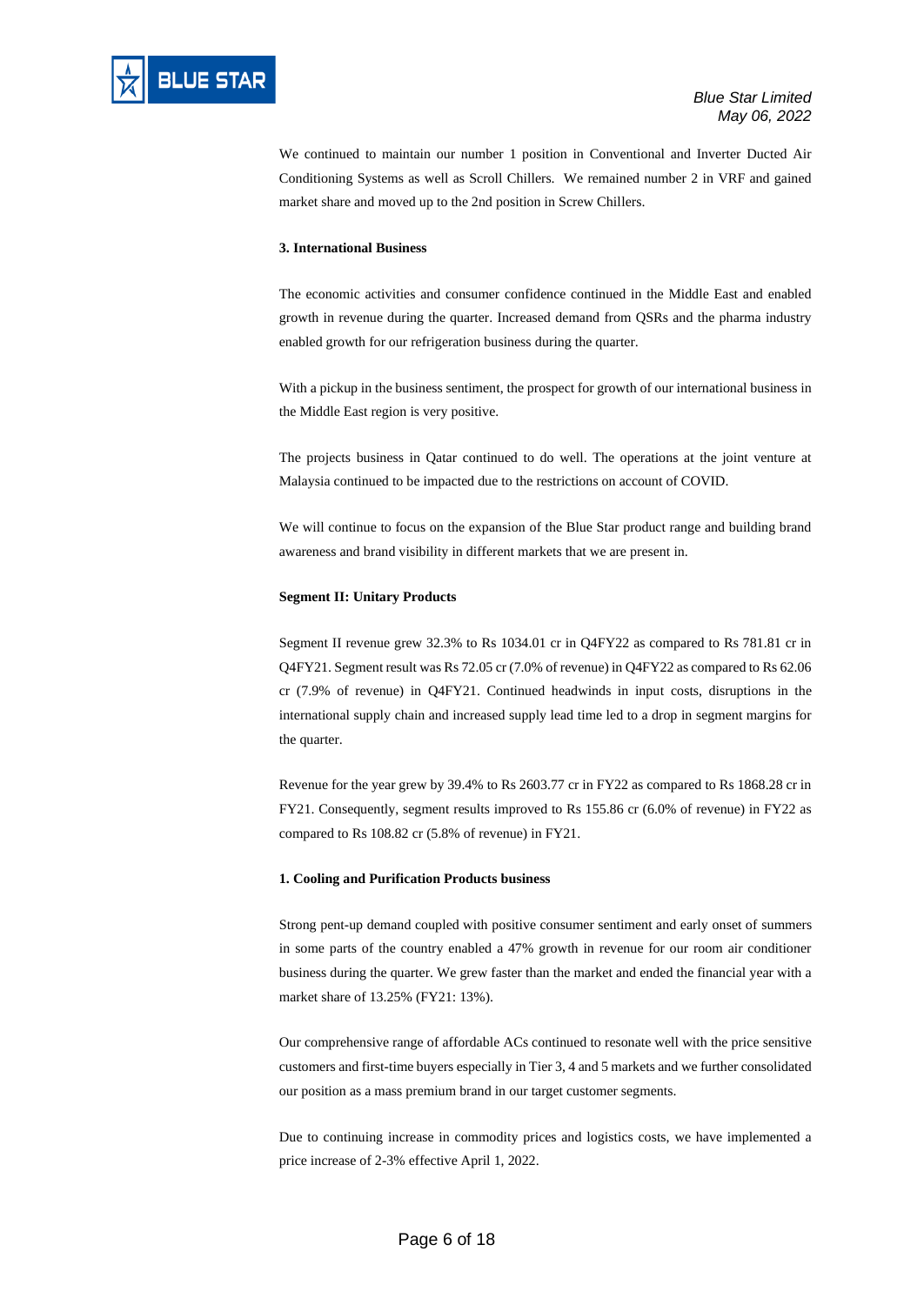We continued to maintain our number 1 position in Conventional and Inverter Ducted Air Conditioning Systems as well as Scroll Chillers. We remained number 2 in VRF and gained market share and moved up to the 2nd position in Screw Chillers.

**3. International Business**

The economic activities and consumer confidence continued in the Middle East and enabled growth in revenue during the quarter. Increased demand from QSRs and the pharma industry enabled growth for our refrigeration business during the quarter.

With a pickup in the business sentiment, the prospect for growth of our international business in the Middle East region is very positive.

The projects business in Qatar continued to do well. The operations at the joint venture at Malaysia continued to be impacted due to the restrictions on account of COVID.

We will continue to focus on the expansion of the Blue Star product range and building brand awareness and brand visibility in different markets that we are present in.

**Segment II: Unitary Products**

Segment II revenue grew 32.3% to Rs 1034.01 cr in Q4FY22 as compared to Rs 781.81 cr in Q4FY21. Segment result was Rs 72.05 cr (7.0% of revenue) in Q4FY22 as compared to Rs 62.06 cr (7.9% of revenue) in Q4FY21. Continued headwinds in input costs, disruptions in the international supply chain and increased supply lead time led to a drop in segment margins for the quarter.

Revenue for the year grew by 39.4% to Rs 2603.77 cr in FY22 as compared to Rs 1868.28 cr in FY21. Consequently, segment results improved to Rs 155.86 cr (6.0% of revenue) in FY22 as compared to Rs 108.82 cr (5.8% of revenue) in FY21.

**1. Cooling and Purification Products business**

Strong pent-up demand coupled with positive consumer sentiment and early onset of summers in some parts of the country enabled a 47% growth in revenue for our room air conditioner business during the quarter. We grew faster than the market and ended the financial year with a market share of 13.25% (FY21: 13%).

Our comprehensive range of affordable ACs continued to resonate well with the price sensitive customers and first-time buyers especially in Tier 3, 4 and 5 markets and we further consolidated our position as a mass premium brand in our target customer segments.

Due to continuing increase in commodity prices and logistics costs, we have implemented a price increase of 2-3% effective April 1, 2022.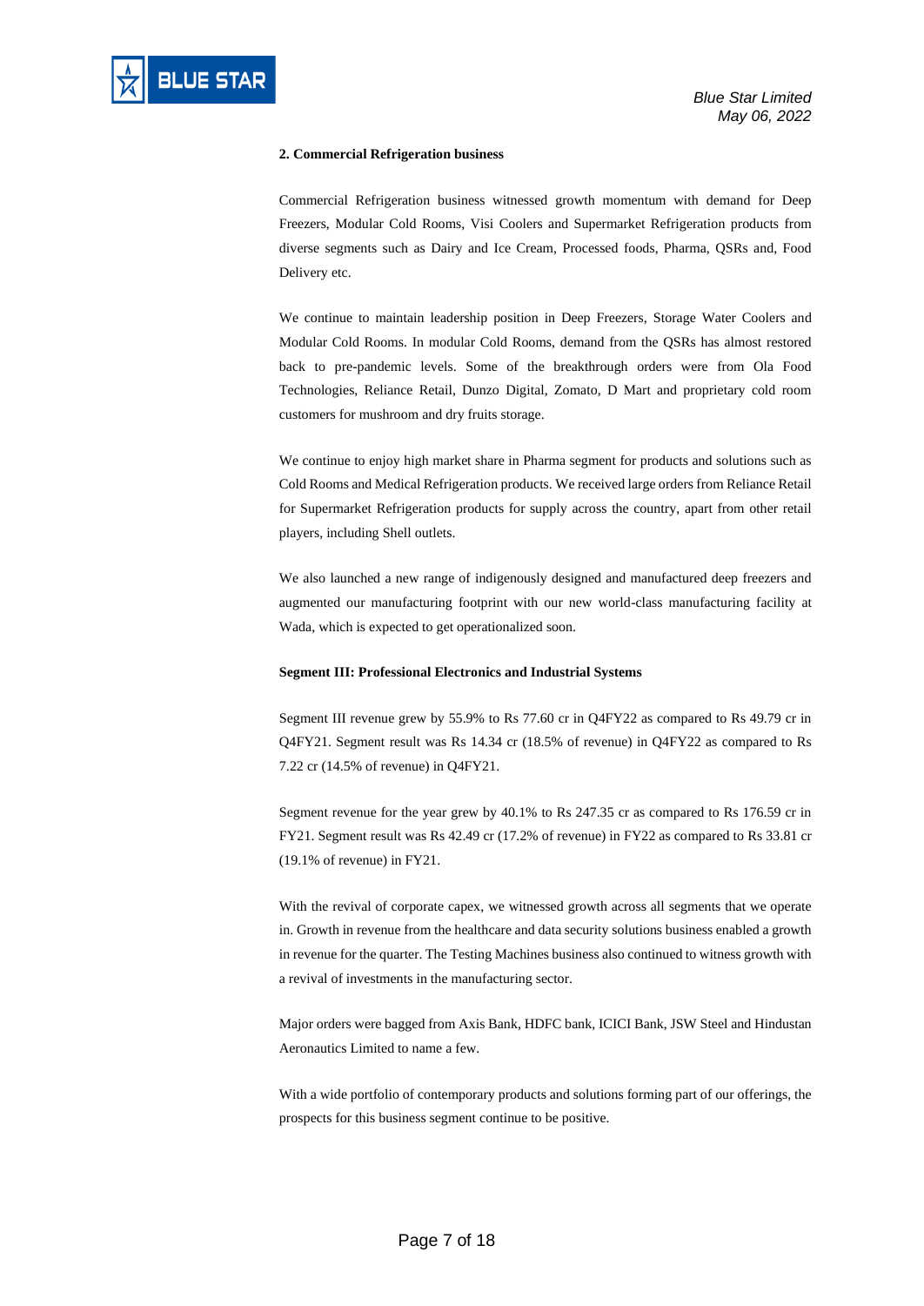**2. Commercial Refrigeration business**

Commercial Refrigeration business witnessed growth momentum with demand for Deep Freezers, Modular Cold Rooms, Visi Coolers and Supermarket Refrigeration products from diverse segments such as Dairy and Ice Cream, Processed foods, Pharma, QSRs and, Food Delivery etc.

We continue to maintain leadership position in Deep Freezers, Storage Water Coolers and Modular Cold Rooms. In modular Cold Rooms, demand from the QSRs has almost restored back to pre-pandemic levels. Some of the breakthrough orders were from Ola Food Technologies, Reliance Retail, Dunzo Digital, Zomato, D Mart and proprietary cold room customers for mushroom and dry fruits storage.

We continue to enjoy high market share in Pharma segment for products and solutions such as Cold Rooms and Medical Refrigeration products. We received large orders from Reliance Retail for Supermarket Refrigeration products for supply across the country, apart from other retail players, including Shell outlets.

We also launched a new range of indigenously designed and manufactured deep freezers and augmented our manufacturing footprint with our new world-class manufacturing facility at Wada, which is expected to get operationalized soon.

**Segment III: Professional Electronics and Industrial Systems**

Segment III revenue grew by 55.9% to Rs 77.60 cr in Q4FY22 as compared to Rs 49.79 cr in Q4FY21. Segment result was Rs 14.34 cr (18.5% of revenue) in Q4FY22 as compared to Rs 7.22 cr (14.5% of revenue) in Q4FY21.

Segment revenue for the year grew by 40.1% to Rs 247.35 cr as compared to Rs 176.59 cr in FY21. Segment result was Rs 42.49 cr (17.2% of revenue) in FY22 as compared to Rs 33.81 cr (19.1% of revenue) in FY21.

With the revival of corporate capex, we witnessed growth across all segments that we operate in. Growth in revenue from the healthcare and data security solutions business enabled a growth in revenue for the quarter. The Testing Machines business also continued to witness growth with a revival of investments in the manufacturing sector.

Major orders were bagged from Axis Bank, HDFC bank, ICICI Bank, JSW Steel and Hindustan Aeronautics Limited to name a few.

With a wide portfolio of contemporary products and solutions forming part of our offerings, the prospects for this business segment continue to be positive.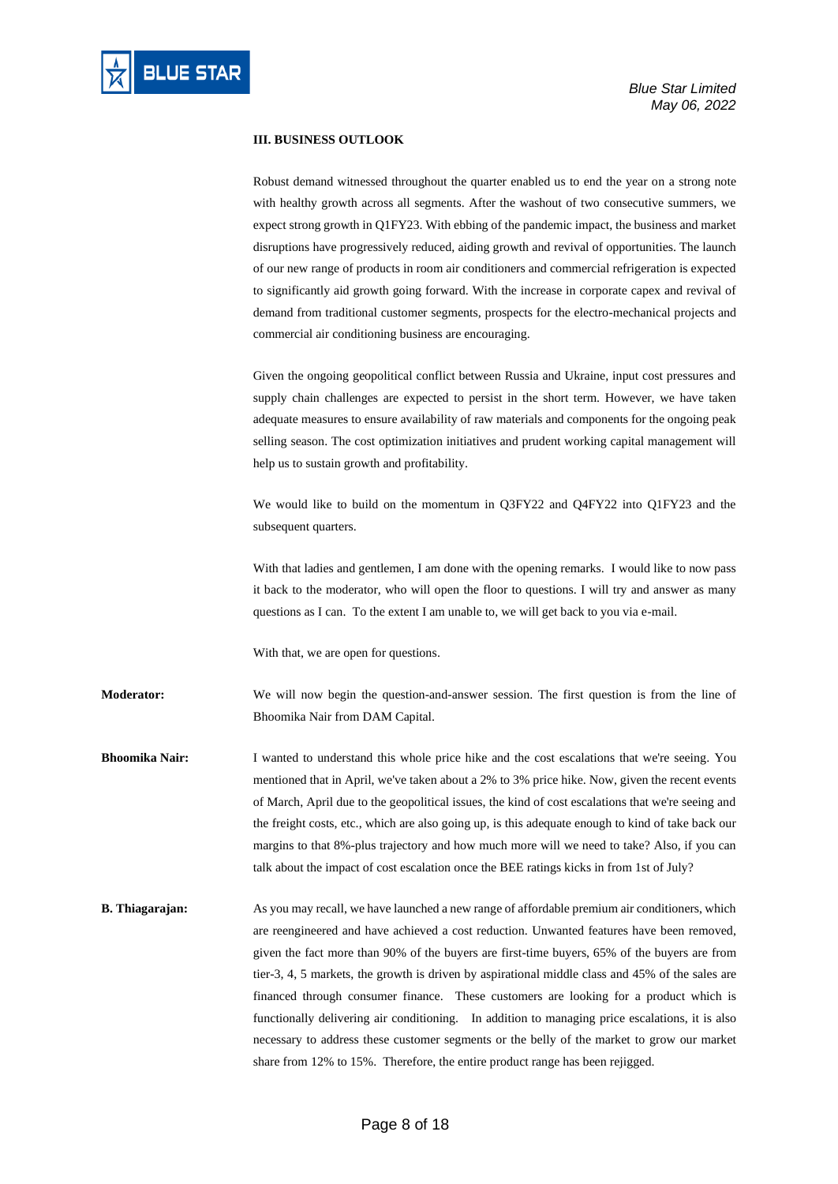### III. BUSINESS OUTLOOK

Robust demand witnessed throughout the quarter enabled us to end the year on a strong note with healthy growth across all segments. After the washout of two consecutive summers, we expect strong growth in Q1FY23. With ebbing of the pandemic impact, the business and market disruptions have progressively reduced, aiding growth and revival of opportunities. The launch of our new range of products in room air conditioners and commercial refrigeration is expected to significantly aid growth going forward. With the increase in corporate capex and revival of demand from traditional customer segments, prospects for the electro-mechanical projects and commercial air conditioning business are encouraging.

Given the ongoing geopolitical conflict between Russia and Ukraine, input cost pressures and supply chain challenges are expected to persist in the short term. However, we have taken adequate measures to ensure availability of raw materials and components for the ongoing peak selling season. The cost optimization initiatives and prudent working capital management will help us to sustain growth and profitability.

We would like to build on the momentum in Q3FY22 and Q4FY22 into Q1FY23 and the subsequent quarters.

With that ladies and gentlemen, I am done with the opening remarks. I would like to now pass it back to the moderator, who will open the floor to questions. I will try and answer as many questions as I can. To the extent I am unable to, we will get back to you via e-mail.

With that, we are open for questions.

**Moderator:** We will now begin the question-and-answer session. The first question is from the line of Bhoomika Nair from DAM Capital.

**Bhoomika Nair:** I wanted to understand this whole price hike and the cost escalations that we're seeing. You mentioned that in April, we've taken about a 2% to 3% price hike. Now, given the recent events of March, April due to the geopolitical issues, the kind of cost escalations that we're seeing and the freight costs, etc., which are also going up, is this adequate enough to kind of take back our margins to that 8%-plus trajectory and how much more will we need to take? Also, if you can talk about the impact of cost escalation once the BEE ratings kicks in from 1st of July?

**B. Thiagarajan:** As you may recall, we have launched a new range of affordable premium air conditioners, which are reengineered and have achieved a cost reduction. Unwanted features have been removed, given the fact more than 90% of the buyers are first-time buyers, 65% of the buyers are from tier-3, 4, 5 markets, the growth is driven by aspirational middle class and 45% of the sales are financed through consumer finance. These customers are looking for a product which is functionally delivering air conditioning. In addition to managing price escalations, it is also necessary to address these customer segments or the belly of the market to grow our market share from 12% to 15%. Therefore, the entire product range has been rejigged.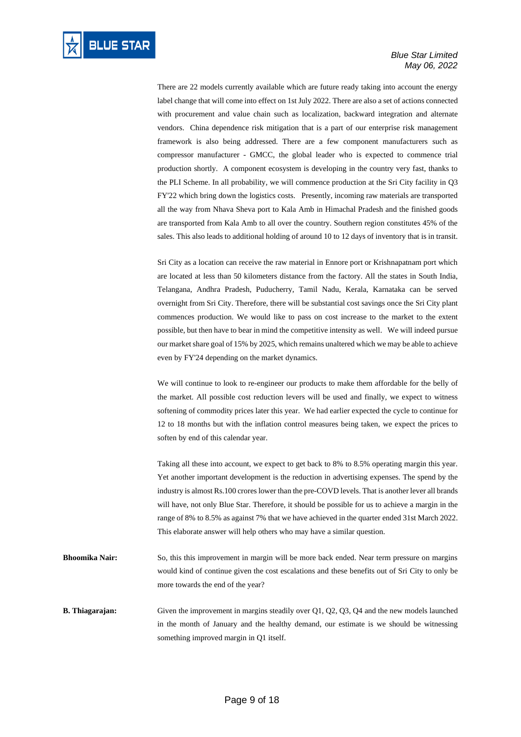There are 22 models currently available which are future ready taking into account the energy label change that will come into effect on 1st July 2022. There are also a set of actions connected with procurement and value chain such as localization, backward integration and alternate vendors. China dependence risk mitigation that is a part of our enterprise risk management framework is also being addressed. There are a few component manufacturers such as compressor manufacturer - GMCC, the global leader who is expected to commence trial production shortly. A component ecosystem is developing in the country very fast, thanks to the PLI Scheme. In all probability, we will commence production at the Sri City facility in Q3 FY'22 which bring down the logistics costs. Presently, incoming raw materials are transported all the way from Nhava Sheva port to Kala Amb in Himachal Pradesh and the finished goods are transported from Kala Amb to all over the country. Southern region constitutes 45% of the sales. This also leads to additional holding of around 10 to 12 days of inventory that is in transit.

Sri City as a location can receive the raw material in Ennore port or Krishnapatnam port which are located at less than 50 kilometers distance from the factory. All the states in South India, Telangana, Andhra Pradesh, Puducherry, Tamil Nadu, Kerala, Karnataka can be served overnight from Sri City. Therefore, there will be substantial cost savings once the Sri City plant commences production. We would like to pass on cost increase to the market to the extent possible, but then have to bear in mind the competitive intensity as well. We will indeed pursue our market share goal of 15% by 2025, which remains unaltered which we may be able to achieve even by FY'24 depending on the market dynamics.

We will continue to look to re-engineer our products to make them affordable for the belly of the market. All possible cost reduction levers will be used and finally, we expect to witness softening of commodity prices later this year. We had earlier expected the cycle to continue for 12 to 18 months but with the inflation control measures being taken, we expect the prices to soften by end of this calendar year.

Taking all these into account, we expect to get back to 8% to 8.5% operating margin this year. Yet another important development is the reduction in advertising expenses. The spend by the industry is almost Rs.100 crores lower than the pre-COVD levels. That is another lever all brands will have, not only Blue Star. Therefore, it should be possible for us to achieve a margin in the range of 8% to 8.5% as against 7% that we have achieved in the quarter ended 31st March 2022. This elaborate answer will help others who may have a similar question.

**Bhoomika Nair:** So, this this improvement in margin will be more back ended. Near term pressure on margins would kind of continue given the cost escalations and these benefits out of Sri City to only be more towards the end of the year?

**B. Thiagarajan:** Given the improvement in margins steadily over Q1, Q2, Q3, Q4 and the new models launched in the month of January and the healthy demand, our estimate is we should be witnessing something improved margin in Q1 itself.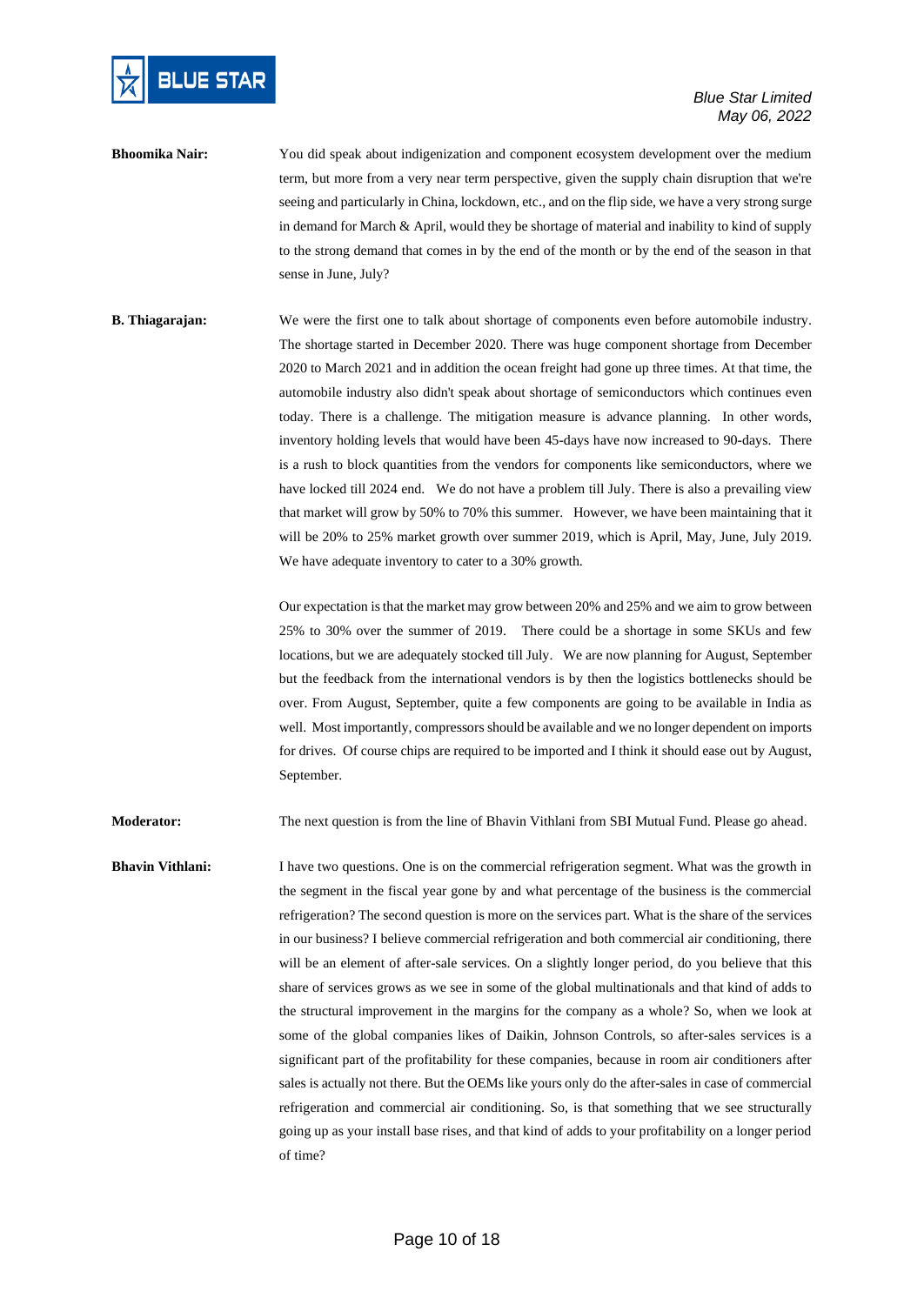**Bhoomika Nair:** You did speak about indigenization and component ecosystem development over the medium term, but more from a very near term perspective, given the supply chain disruption that we're seeing and particularly in China, lockdown, etc., and on the flip side, we have a very strong surge in demand for March & April, would they be shortage of material and inability to kind of supply to the strong demand that comes in by the end of the month or by the end of the season in that sense in June, July?

**B. Thiagarajan:** We were the first one to talk about shortage of components even before automobile industry. The shortage started in December 2020. There was huge component shortage from December 2020 to March 2021 and in addition the ocean freight had gone up three times. At that time, the automobile industry also didn't speak about shortage of semiconductors which continues even today. There is a challenge. The mitigation measure is advance planning. In other words, inventory holding levels that would have been 45-days have now increased to 90-days. There is a rush to block quantities from the vendors for components like semiconductors, where we have locked till 2024 end. We do not have a problem till July. There is also a prevailing view that market will grow by 50% to 70% this summer. However, we have been maintaining that it will be 20% to 25% market growth over summer 2019, which is April, May, June, July 2019. We have adequate inventory to cater to a 30% growth.

Our expectation is that the market may grow between 20% and 25% and we aim to grow between 25% to 30% over the summer of 2019. There could be a shortage in some SKUs and few locations, but we are adequately stocked till July. We are now planning for August, September but the feedback from the international vendors is by then the logistics bottlenecks should be over. From August, September, quite a few components are going to be available in India as well. Most importantly, compressors should be available and we no longer dependent on imports for drives. Of course chips are required to be imported and I think it should ease out by August, September.

**Moderator:** The next question is from the line of Bhavin Vithlani from SBI Mutual Fund. Please go ahead.

**Bhavin Vithlani:** I have two questions. One is on the commercial refrigeration segment. What was the growth in the segment in the fiscal year gone by and what percentage of the business is the commercial refrigeration? The second question is more on the services part. What is the share of the services in our business? I believe commercial refrigeration and both commercial air conditioning, there will be an element of after-sale services. On a slightly longer period, do you believe that this share of services grows as we see in some of the global multinationals and that kind of adds to the structural improvement in the margins for the company as a whole? So, when we look at some of the global companies likes of Daikin, Johnson Controls, so after-sales services is a significant part of the profitability for these companies, because in room air conditioners after sales is actually not there. But the OEMs like yours only do the after-sales in case of commercial refrigeration and commercial air conditioning. So, is that something that we see structurally going up as your install base rises, and that kind of adds to your profitability on a longer period of time?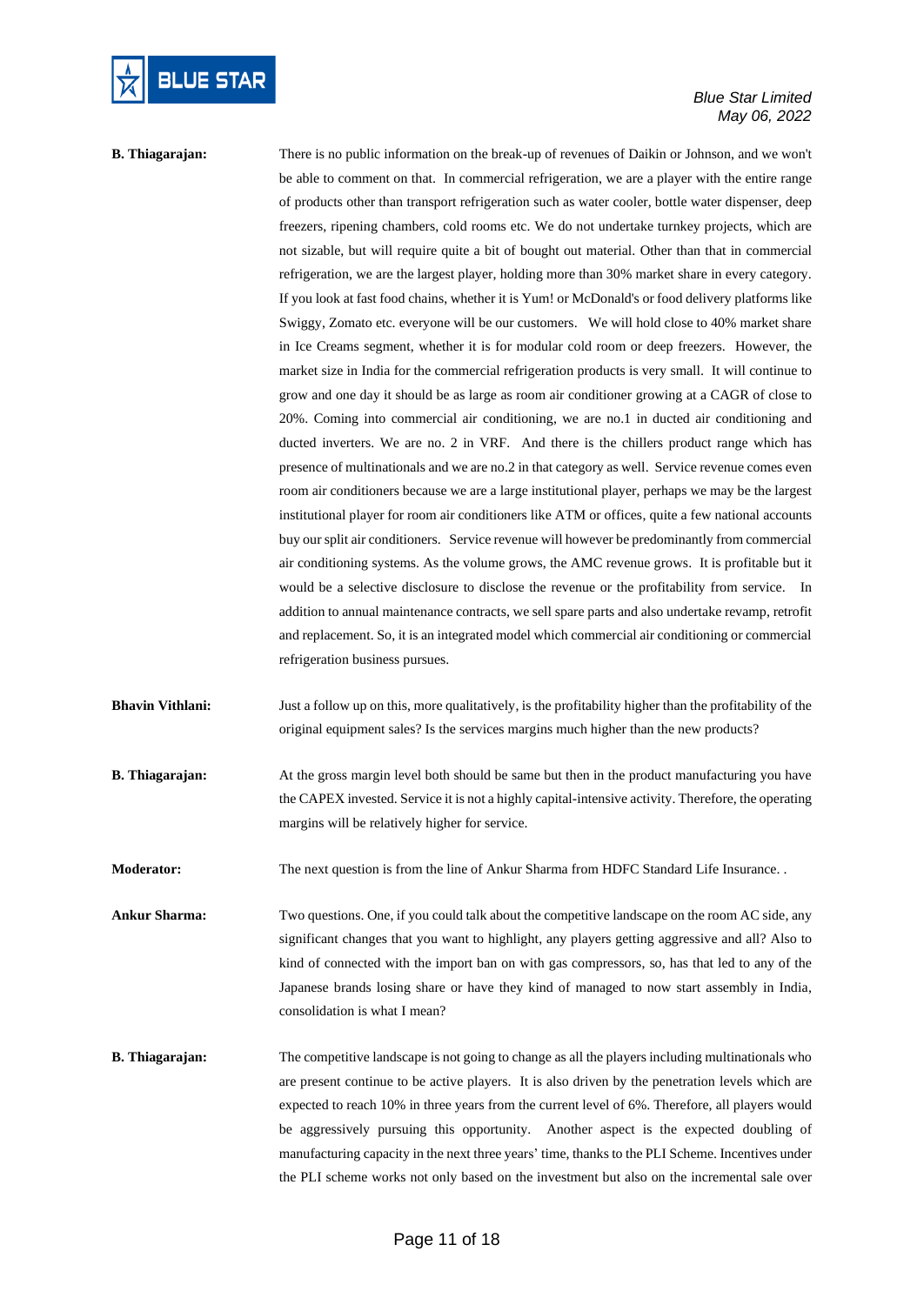**B. Thiagarajan:** There is no public information on the break-up of revenues of Daikin or Johnson, and we won't be able to comment on that. In commercial refrigeration, we are a player with the entire range of products other than transport refrigeration such as water cooler, bottle water dispenser, deep freezers, ripening chambers, cold rooms etc. We do not undertake turnkey projects, which are not sizable, but will require quite a bit of bought out material. Other than that in commercial refrigeration, we are the largest player, holding more than 30% market share in every category. If you look at fast food chains, whether it is Yum! or McDonald's or food delivery platforms like Swiggy, Zomato etc. everyone will be our customers. We will hold close to 40% market share in Ice Creams segment, whether it is for modular cold room or deep freezers. However, the market size in India for the commercial refrigeration products is very small. It will continue to grow and one day it should be as large as room air conditioner growing at a CAGR of close to 20%. Coming into commercial air conditioning, we are no.1 in ducted air conditioning and ducted inverters. We are no. 2 in VRF. And there is the chillers product range which has presence of multinationals and we are no.2 in that category as well. Service revenue comes even room air conditioners because we are a large institutional player, perhaps we may be the largest institutional player for room air conditioners like ATM or offices, quite a few national accounts buy our split air conditioners. Service revenue will however be predominantly from commercial air conditioning systems. As the volume grows, the AMC revenue grows. It is profitable but it would be a selective disclosure to disclose the revenue or the profitability from service. In addition to annual maintenance contracts, we sell spare parts and also undertake revamp, retrofit and replacement. So, it is an integrated model which commercial air conditioning or commercial refrigeration business pursues.

**Bhavin Vithlani:** Just a follow up on this, more qualitatively, is the profitability higher than the profitability of the original equipment sales? Is the services margins much higher than the new products?

**B. Thiagarajan:** At the gross margin level both should be same but then in the product manufacturing you have the CAPEX invested. Service it is not a highly capital-intensive activity. Therefore, the operating margins will be relatively higher for service.

**Moderator:** The next question is from the line of Ankur Sharma from HDFC Standard Life Insurance. .

**Ankur Sharma:** Two questions. One, if you could talk about the competitive landscape on the room AC side, any significant changes that you want to highlight, any players getting aggressive and all? Also to kind of connected with the import ban on with gas compressors, so, has that led to any of the Japanese brands losing share or have they kind of managed to now start assembly in India, consolidation is what I mean?

**B. Thiagarajan:** The competitive landscape is not going to change as all the players including multinationals who are present continue to be active players. It is also driven by the penetration levels which are expected to reach 10% in three years from the current level of 6%. Therefore, all players would be aggressively pursuing this opportunity. Another aspect is the expected doubling of manufacturing capacity in the next three years' time, thanks to the PLI Scheme. Incentives under the PLI scheme works not only based on the investment but also on the incremental sale over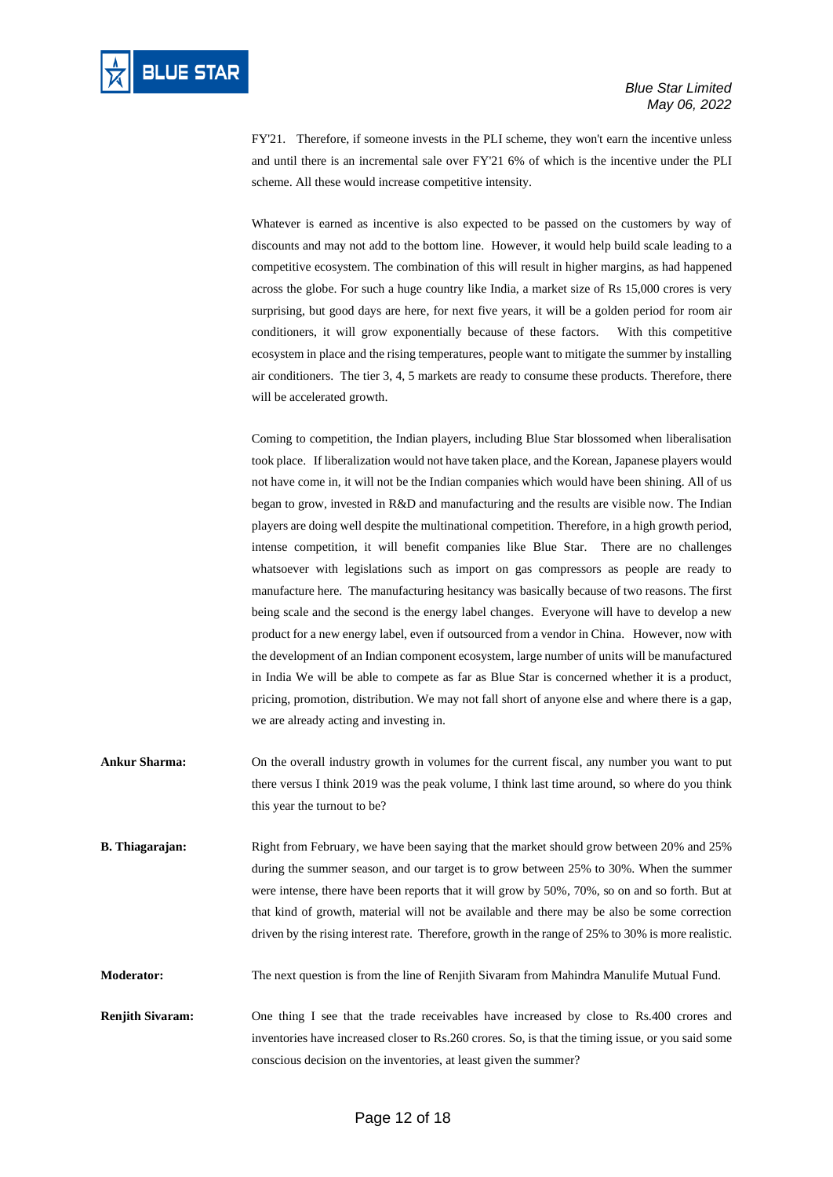FY'21. Therefore, if someone invests in the PLI scheme, they won't earn the incentive unless and until there is an incremental sale over FY'21 6% of which is the incentive under the PLI scheme. All these would increase competitive intensity.

Whatever is earned as incentive is also expected to be passed on the customers by way of discounts and may not add to the bottom line. However, it would help build scale leading to a competitive ecosystem. The combination of this will result in higher margins, as had happened across the globe. For such a huge country like India, a market size of Rs 15,000 crores is very surprising, but good days are here, for next five years, it will be a golden period for room air conditioners, it will grow exponentially because of these factors. With this competitive ecosystem in place and the rising temperatures, people want to mitigate the summer by installing air conditioners. The tier 3, 4, 5 markets are ready to consume these products. Therefore, there will be accelerated growth.

Coming to competition, the Indian players, including Blue Star blossomed when liberalisation took place. If liberalization would not have taken place, and the Korean, Japanese players would not have come in, it will not be the Indian companies which would have been shining. All of us began to grow, invested in R&D and manufacturing and the results are visible now. The Indian players are doing well despite the multinational competition. Therefore, in a high growth period, intense competition, it will benefit companies like Blue Star. There are no challenges whatsoever with legislations such as import on gas compressors as people are ready to manufacture here. The manufacturing hesitancy was basically because of two reasons. The first being scale and the second is the energy label changes. Everyone will have to develop a new product for a new energy label, even if outsourced from a vendor in China. However, now with the development of an Indian component ecosystem, large number of units will be manufactured in India We will be able to compete as far as Blue Star is concerned whether it is a product, pricing, promotion, distribution. We may not fall short of anyone else and where there is a gap, we are already acting and investing in.

**Ankur Sharma:** On the overall industry growth in volumes for the current fiscal, any number you want to put there versus I think 2019 was the peak volume, I think last time around, so where do you think this year the turnout to be?

**B. Thiagarajan:** Right from February, we have been saying that the market should grow between 20% and 25% during the summer season, and our target is to grow between 25% to 30%. When the summer were intense, there have been reports that it will grow by 50%, 70%, so on and so forth. But at that kind of growth, material will not be available and there may be also be some correction driven by the rising interest rate. Therefore, growth in the range of 25% to 30% is more realistic.

**Moderator:** The next question is from the line of Renjith Sivaram from Mahindra Manulife Mutual Fund.

**Renjith Sivaram:** One thing I see that the trade receivables have increased by close to Rs.400 crores and inventories have increased closer to Rs.260 crores. So, is that the timing issue, or you said some conscious decision on the inventories, at least given the summer?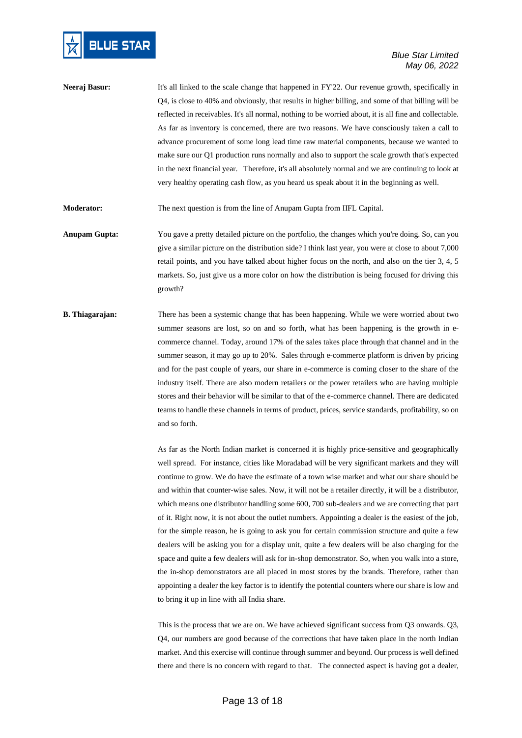**Neeraj Basur:** It's all linked to the scale change that happened in FY'22. Our revenue growth, specifically in Q4, is close to 40% and obviously, that results in higher billing, and some of that billing will be reflected in receivables. It's all normal, nothing to be worried about, it is all fine and collectable. As far as inventory is concerned, there are two reasons. We have consciously taken a call to advance procurement of some long lead time raw material components, because we wanted to make sure our Q1 production runs normally and also to support the scale growth that's expected in the next financial year. Therefore, it's all absolutely normal and we are continuing to look at very healthy operating cash flow, as you heard us speak about it in the beginning as well.

**Moderator:** The next question is from the line of Anupam Gupta from IIFL Capital.

**Anupam Gupta:** You gave a pretty detailed picture on the portfolio, the changes which you're doing. So, can you give a similar picture on the distribution side? I think last year, you were at close to about 7,000 retail points, and you have talked about higher focus on the north, and also on the tier 3, 4, 5 markets. So, just give us a more color on how the distribution is being focused for driving this growth?

**B. Thiagarajan:** There has been a systemic change that has been happening. While we were worried about two summer seasons are lost, so on and so forth, what has been happening is the growth in e-commerce channel. Today, around 17% of the sales takes place through that channel and in the summer season, it may go up to 20%. Sales through e-commerce platform is driven by pricing and for the past couple of years, our share in e-commerce is coming closer to the share of the industry itself. There are also modern retailers or the power retailers who are having multiple stores and their behavior will be similar to that of the e-commerce channel. There are dedicated teams to handle these channels in terms of product, prices, service standards, profitability, so on and so forth.

As far as the North Indian market is concerned it is highly price-sensitive and geographically well spread. For instance, cities like Moradabad will be very significant markets and they will continue to grow. We do have the estimate of a town wise market and what our share should be and within that counter-wise sales. Now, it will not be a retailer directly, it will be a distributor, which means one distributor handling some 600, 700 sub-dealers and we are correcting that part of it. Right now, it is not about the outlet numbers. Appointing a dealer is the easiest of the job, for the simple reason, he is going to ask you for certain commission structure and quite a few dealers will be asking you for a display unit, quite a few dealers will be also charging for the space and quite a few dealers will ask for in-shop demonstrator. So, when you walk into a store, the in-shop demonstrators are all placed in most stores by the brands. Therefore, rather than appointing a dealer the key factor is to identify the potential counters where our share is low and to bring it up in line with all India share.

This is the process that we are on. We have achieved significant success from Q3 onwards. Q3, Q4, our numbers are good because of the corrections that have taken place in the north Indian market. And this exercise will continue through summer and beyond. Our process is well defined there and there is no concern with regard to that. The connected aspect is having got a dealer,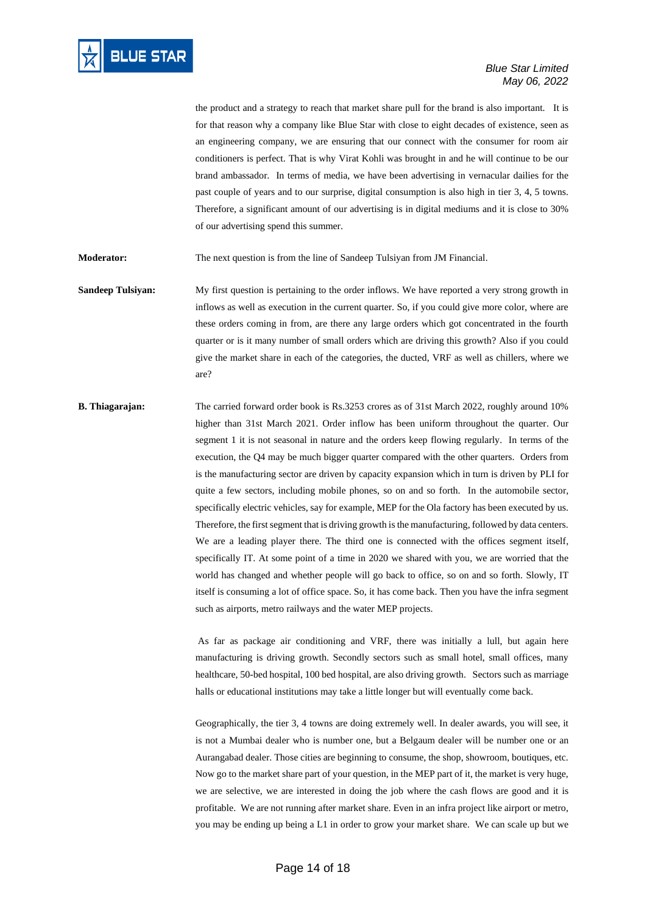the product and a strategy to reach that market share pull for the brand is also important. It is for that reason why a company like Blue Star with close to eight decades of existence, seen as an engineering company, we are ensuring that our connect with the consumer for room air conditioners is perfect. That is why Virat Kohli was brought in and he will continue to be our brand ambassador. In terms of media, we have been advertising in vernacular dailies for the past couple of years and to our surprise, digital consumption is also high in tier 3, 4, 5 towns. Therefore, a significant amount of our advertising is in digital mediums and it is close to 30% of our advertising spend this summer.

**Moderator:** The next question is from the line of Sandeep Tulsiyan from JM Financial.

**Sandeep Tulsiyan:** My first question is pertaining to the order inflows. We have reported a very strong growth in inflows as well as execution in the current quarter. So, if you could give more color, where are these orders coming in from, are there any large orders which got concentrated in the fourth quarter or is it many number of small orders which are driving this growth? Also if you could give the market share in each of the categories, the ducted, VRF as well as chillers, where we are?

**B. Thiagarajan:** The carried forward order book is Rs.3253 crores as of 31st March 2022, roughly around 10% higher than 31st March 2021. Order inflow has been uniform throughout the quarter. Our segment 1 it is not seasonal in nature and the orders keep flowing regularly. In terms of the execution, the Q4 may be much bigger quarter compared with the other quarters. Orders from is the manufacturing sector are driven by capacity expansion which in turn is driven by PLI for quite a few sectors, including mobile phones, so on and so forth. In the automobile sector, specifically electric vehicles, say for example, MEP for the Ola factory has been executed by us. Therefore, the first segment that is driving growth is the manufacturing, followed by data centers. We are a leading player there. The third one is connected with the offices segment itself, specifically IT. At some point of a time in 2020 we shared with you, we are worried that the world has changed and whether people will go back to office, so on and so forth. Slowly, IT itself is consuming a lot of office space. So, it has come back. Then you have the infra segment such as airports, metro railways and the water MEP projects.

As far as package air conditioning and VRF, there was initially a lull, but again here manufacturing is driving growth. Secondly sectors such as small hotel, small offices, many healthcare, 50-bed hospital, 100 bed hospital, are also driving growth. Sectors such as marriage halls or educational institutions may take a little longer but will eventually come back.

Geographically, the tier 3, 4 towns are doing extremely well. In dealer awards, you will see, it is not a Mumbai dealer who is number one, but a Belgaum dealer will be number one or an Aurangabad dealer. Those cities are beginning to consume, the shop, showroom, boutiques, etc. Now go to the market share part of your question, in the MEP part of it, the market is very huge, we are selective, we are interested in doing the job where the cash flows are good and it is profitable. We are not running after market share. Even in an infra project like airport or metro, you may be ending up being a L1 in order to grow your market share. We can scale up but we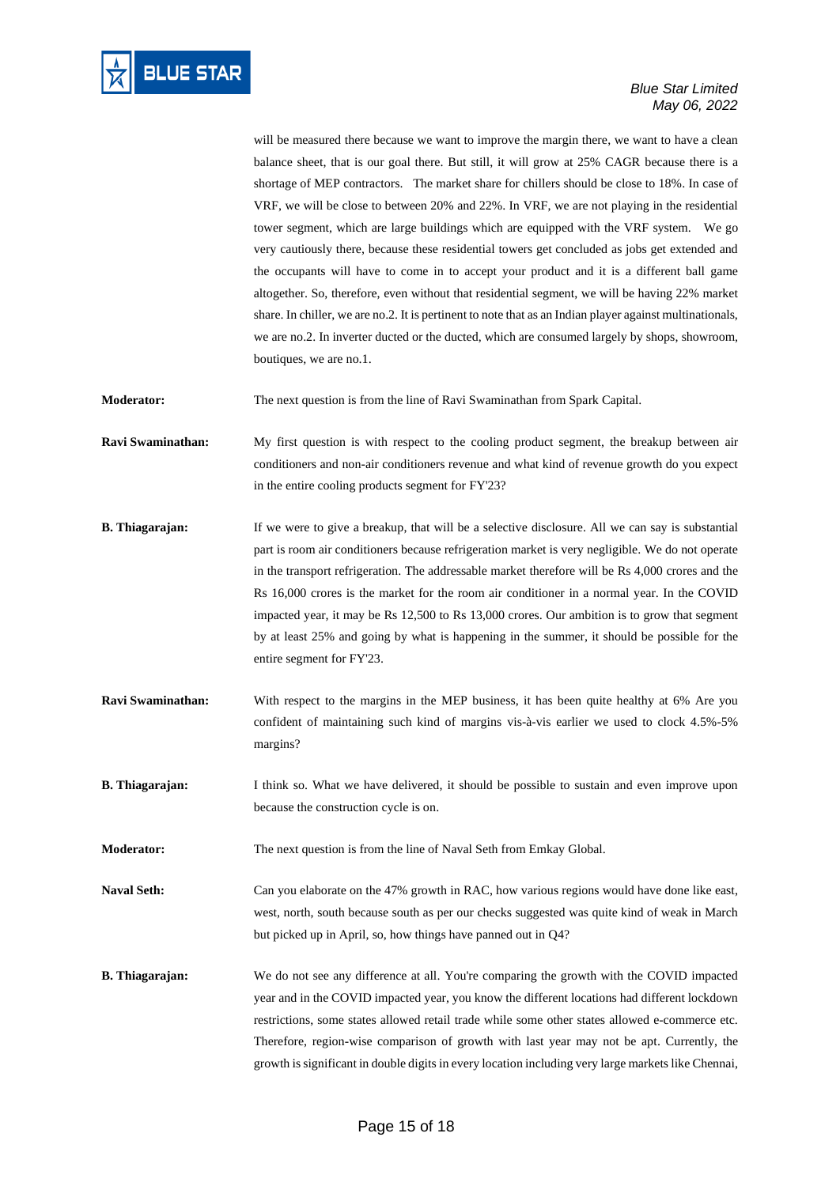will be measured there because we want to improve the margin there, we want to have a clean balance sheet, that is our goal there. But still, it will grow at 25% CAGR because there is a shortage of MEP contractors. The market share for chillers should be close to 18%. In case of VRF, we will be close to between 20% and 22%. In VRF, we are not playing in the residential tower segment, which are large buildings which are equipped with the VRF system. We go very cautiously there, because these residential towers get concluded as jobs get extended and the occupants will have to come in to accept your product and it is a different ball game altogether. So, therefore, even without that residential segment, we will be having 22% market share. In chiller, we are no.2. It is pertinent to note that as an Indian player against multinationals, we are no.2. In inverter ducted or the ducted, which are consumed largely by shops, showroom, boutiques, we are no.1.

**Moderator:** The next question is from the line of Ravi Swaminathan from Spark Capital.

**Ravi Swaminathan:** My first question is with respect to the cooling product segment, the breakup between air conditioners and non-air conditioners revenue and what kind of revenue growth do you expect in the entire cooling products segment for FY'23?

**B. Thiagarajan:** If we were to give a breakup, that will be a selective disclosure. All we can say is substantial part is room air conditioners because refrigeration market is very negligible. We do not operate in the transport refrigeration. The addressable market therefore will be Rs 4,000 crores and the Rs 16,000 crores is the market for the room air conditioner in a normal year. In the COVID impacted year, it may be Rs 12,500 to Rs 13,000 crores. Our ambition is to grow that segment by at least 25% and going by what is happening in the summer, it should be possible for the entire segment for FY'23.

**Ravi Swaminathan:** With respect to the margins in the MEP business, it has been quite healthy at 6% Are you confident of maintaining such kind of margins vis-à-vis earlier we used to clock 4.5%-5% margins?

**B. Thiagarajan:** I think so. What we have delivered, it should be possible to sustain and even improve upon because the construction cycle is on.

**Moderator:** The next question is from the line of Naval Seth from Emkay Global.

**Naval Seth:** Can you elaborate on the 47% growth in RAC, how various regions would have done like east, west, north, south because south as per our checks suggested was quite kind of weak in March but picked up in April, so, how things have panned out in Q4?

**B. Thiagarajan:** We do not see any difference at all. You're comparing the growth with the COVID impacted year and in the COVID impacted year, you know the different locations had different lockdown restrictions, some states allowed retail trade while some other states allowed e-commerce etc. Therefore, region-wise comparison of growth with last year may not be apt. Currently, the growth is significant in double digits in every location including very large markets like Chennai,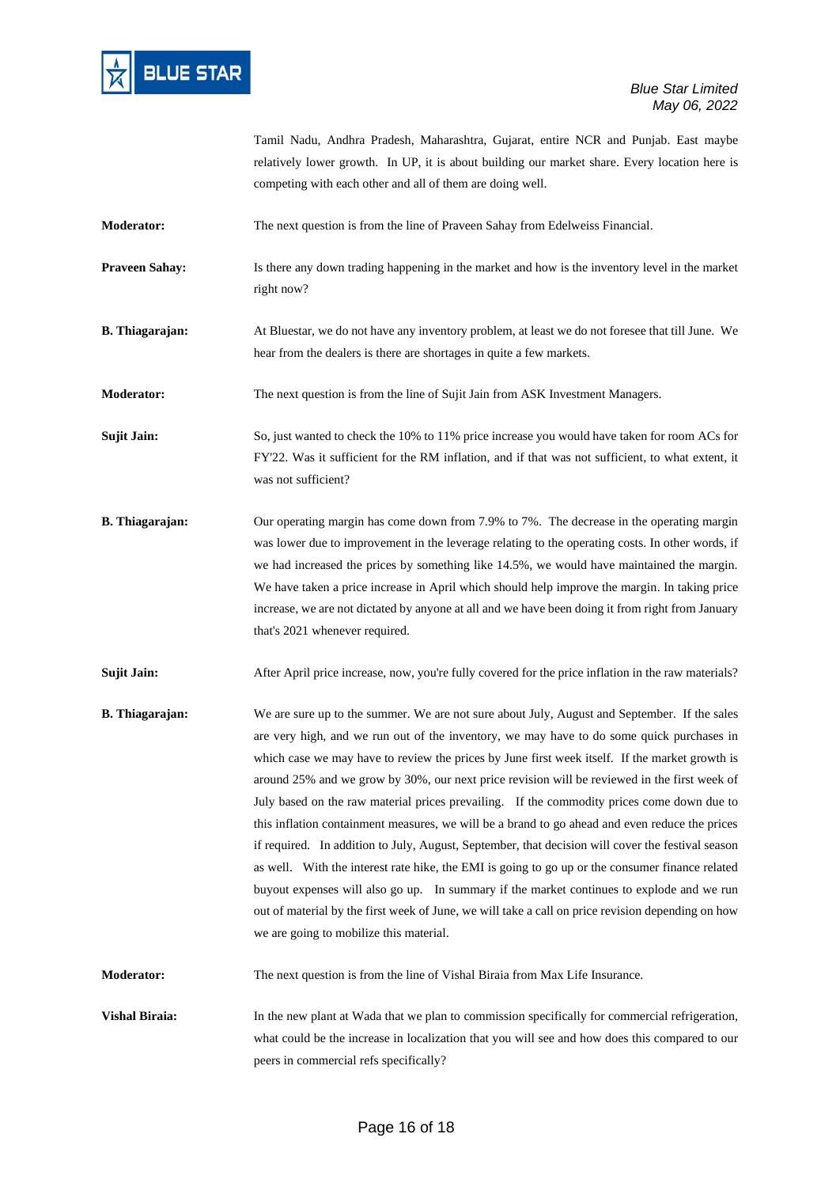Tamil Nadu, Andhra Pradesh, Maharashtra, Gujarat, entire NCR and Punjab. East maybe relatively lower growth. In UP, it is about building our market share. Every location here is competing with each other and all of them are doing well.

**Moderator:** The next question is from the line of Praveen Sahay from Edelweiss Financial.

**Praveen Sahay:** Is there any down trading happening in the market and how is the inventory level in the market right now?

**B. Thiagarajan:** At Bluestar, we do not have any inventory problem, at least we do not foresee that till June. We hear from the dealers is there are shortages in quite a few markets.

**Moderator:** The next question is from the line of Sujit Jain from ASK Investment Managers.

**Sujit Jain:** So, just wanted to check the 10% to 11% price increase you would have taken for room ACs for FY'22. Was it sufficient for the RM inflation, and if that was not sufficient, to what extent, it was not sufficient?

**B. Thiagarajan:** Our operating margin has come down from 7.9% to 7%. The decrease in the operating margin was lower due to improvement in the leverage relating to the operating costs. In other words, if we had increased the prices by something like 14.5%, we would have maintained the margin. We have taken a price increase in April which should help improve the margin. In taking price increase, we are not dictated by anyone at all and we have been doing it from right from January that's 2021 whenever required.

**Sujit Jain:** After April price increase, now, you're fully covered for the price inflation in the raw materials?

**B. Thiagarajan:** We are sure up to the summer. We are not sure about July, August and September. If the sales are very high, and we run out of the inventory, we may have to do some quick purchases in which case we may have to review the prices by June first week itself. If the market growth is around 25% and we grow by 30%, our next price revision will be reviewed in the first week of July based on the raw material prices prevailing. If the commodity prices come down due to this inflation containment measures, we will be a brand to go ahead and even reduce the prices if required. In addition to July, August, September, that decision will cover the festival season as well. With the interest rate hike, the EMI is going to go up or the consumer finance related buyout expenses will also go up. In summary if the market continues to explode and we run out of material by the first week of June, we will take a call on price revision depending on how we are going to mobilize this material.

**Moderator:** The next question is from the line of Vishal Biraia from Max Life Insurance.

**Vishal Biraia:** In the new plant at Wada that we plan to commission specifically for commercial refrigeration, what could be the increase in localization that you will see and how does this compared to our peers in commercial refs specifically?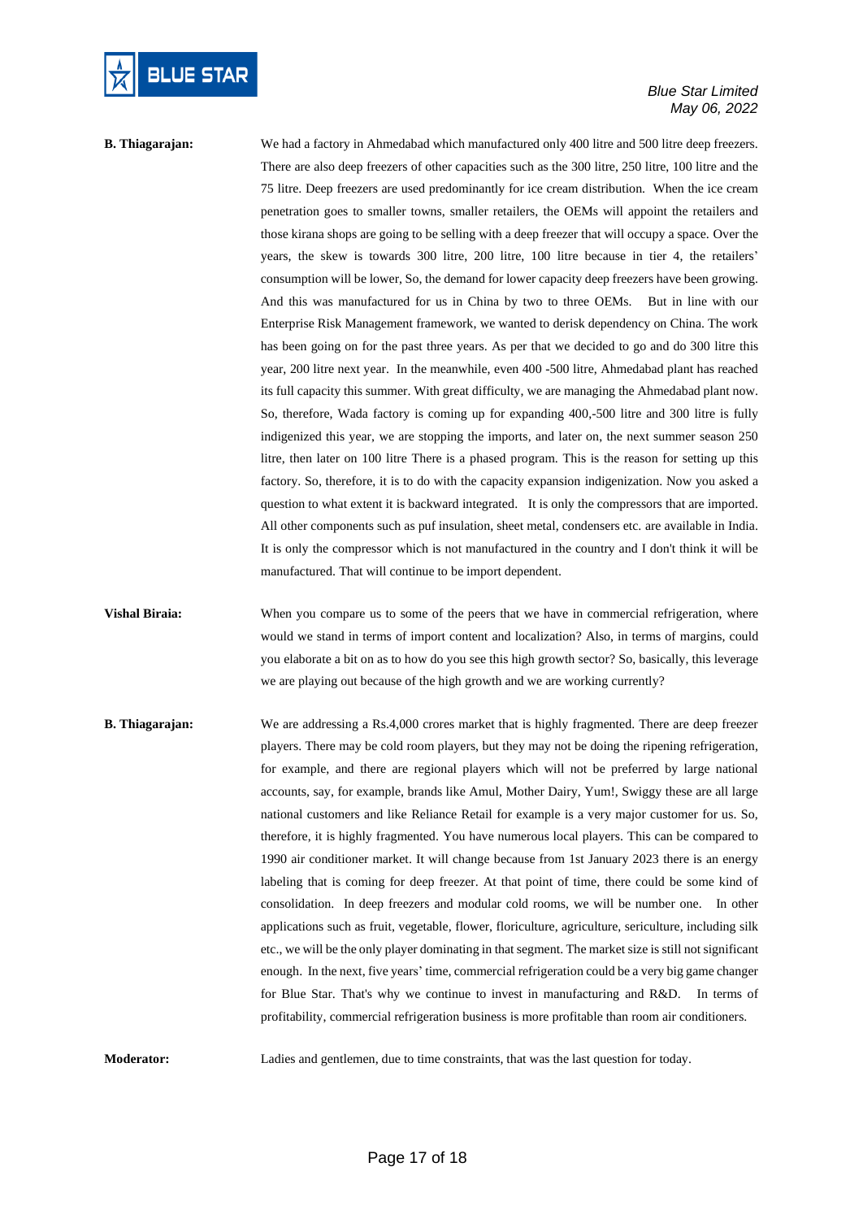**B. Thiagarajan:** We had a factory in Ahmedabad which manufactured only 400 litre and 500 litre deep freezers. There are also deep freezers of other capacities such as the 300 litre, 250 litre, 100 litre and the 75 litre. Deep freezers are used predominantly for ice cream distribution. When the ice cream penetration goes to smaller towns, smaller retailers, the OEMs will appoint the retailers and those kirana shops are going to be selling with a deep freezer that will occupy a space. Over the years, the skew is towards 300 litre, 200 litre, 100 litre because in tier 4, the retailers' consumption will be lower, So, the demand for lower capacity deep freezers have been growing. And this was manufactured for us in China by two to three OEMs. But in line with our Enterprise Risk Management framework, we wanted to derisk dependency on China. The work has been going on for the past three years. As per that we decided to go and do 300 litre this year, 200 litre next year. In the meanwhile, even 400 -500 litre, Ahmedabad plant has reached its full capacity this summer. With great difficulty, we are managing the Ahmedabad plant now. So, therefore, Wada factory is coming up for expanding 400,-500 litre and 300 litre is fully indigenized this year, we are stopping the imports, and later on, the next summer season 250 litre, then later on 100 litre There is a phased program. This is the reason for setting up this factory. So, therefore, it is to do with the capacity expansion indigenization. Now you asked a question to what extent it is backward integrated. It is only the compressors that are imported. All other components such as puf insulation, sheet metal, condensers etc. are available in India. It is only the compressor which is not manufactured in the country and I don't think it will be manufactured. That will continue to be import dependent.

**Vishal Biraia:** When you compare us to some of the peers that we have in commercial refrigeration, where would we stand in terms of import content and localization? Also, in terms of margins, could you elaborate a bit on as to how do you see this high growth sector? So, basically, this leverage we are playing out because of the high growth and we are working currently?

**B. Thiagarajan:** We are addressing a Rs.4,000 crores market that is highly fragmented. There are deep freezer players. There may be cold room players, but they may not be doing the ripening refrigeration, for example, and there are regional players which will not be preferred by large national accounts, say, for example, brands like Amul, Mother Dairy, Yum!, Swiggy these are all large national customers and like Reliance Retail for example is a very major customer for us. So, therefore, it is highly fragmented. You have numerous local players. This can be compared to 1990 air conditioner market. It will change because from 1st January 2023 there is an energy labeling that is coming for deep freezer. At that point of time, there could be some kind of consolidation. In deep freezers and modular cold rooms, we will be number one. In other applications such as fruit, vegetable, flower, floriculture, agriculture, sericulture, including silk etc., we will be the only player dominating in that segment. The market size is still not significant enough. In the next, five years' time, commercial refrigeration could be a very big game changer for Blue Star. That's why we continue to invest in manufacturing and R&D. In terms of profitability, commercial refrigeration business is more profitable than room air conditioners.

**Moderator:** Ladies and gentlemen, due to time constraints, that was the last question for today.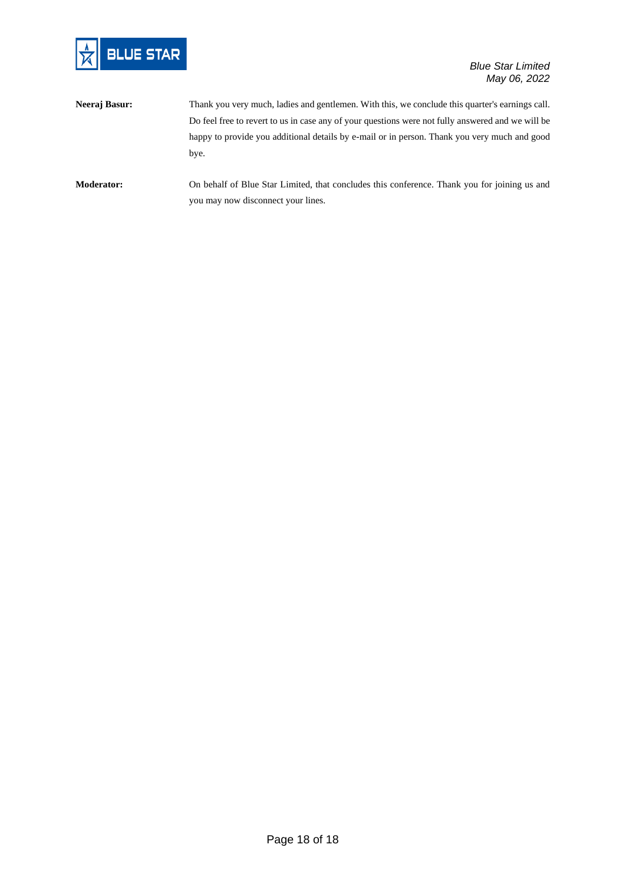**Neeraj Basur:** Thank you very much, ladies and gentlemen. With this, we conclude this quarter's earnings call. Do feel free to revert to us in case any of your questions were not fully answered and we will be happy to provide you additional details by e-mail or in person. Thank you very much and good bye.

**Moderator:** On behalf of Blue Star Limited, that concludes this conference. Thank you for joining us and you may now disconnect your lines.